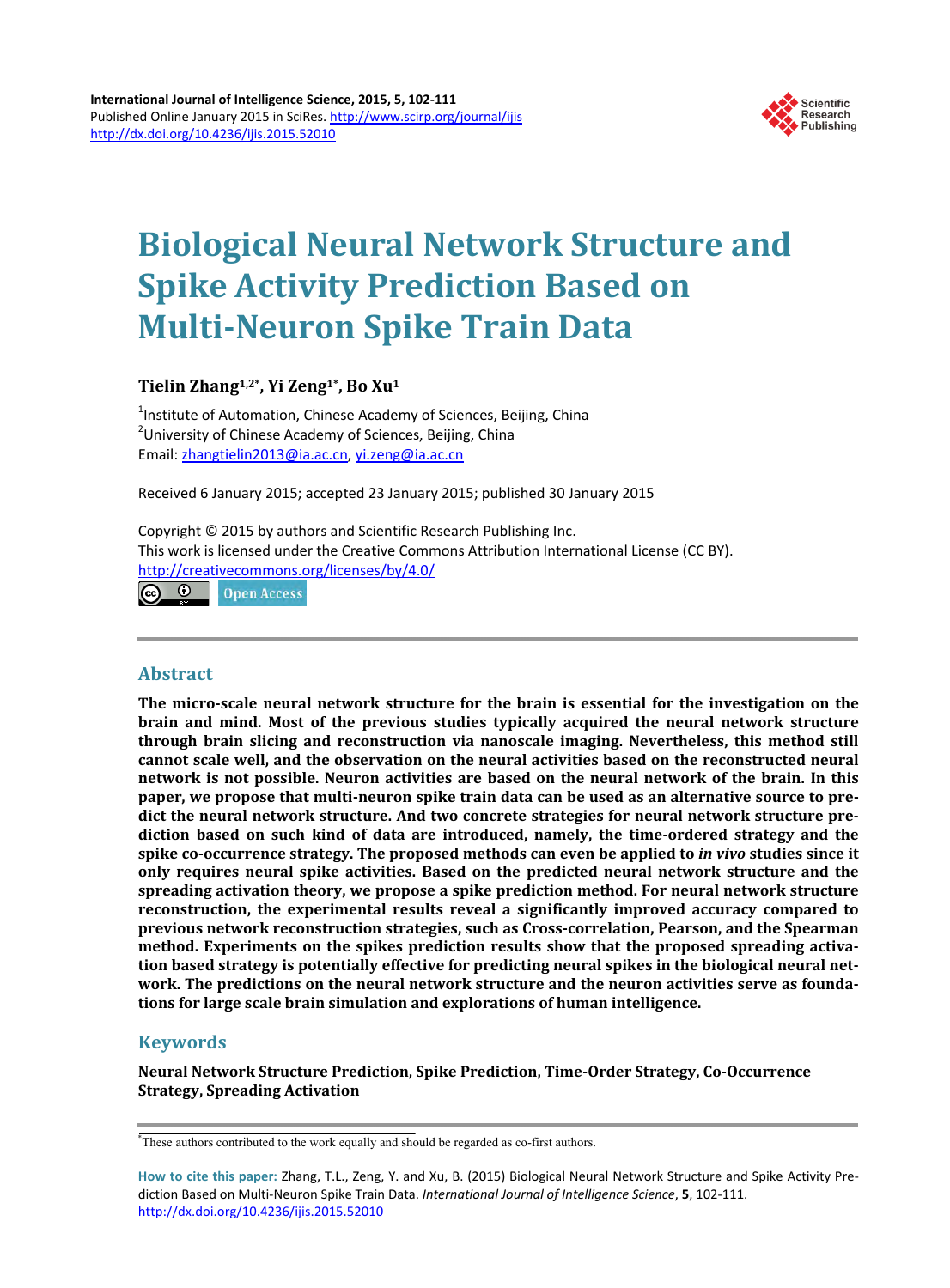# Biological Neural Network Structure and Spike Activity Prediction Based on Multi-Neuron Spike Train Data

**Tielin Zhang[1,2*], Yi Zeng[1*], Bo Xu[1]**

[1]Institute of Automation, Chinese Academy of Sciences, Beijing, China
[2]University of Chinese Academy of Sciences, Beijing, China
Email: zhangtielin2013@ia.ac.cn, yi.zeng@ia.ac.cn

Received 6 January 2015; accepted 23 January 2015; published 30 January 2015

Copyright © 2015 by authors and Scientific Research Publishing Inc.
This work is licensed under the Creative Commons Attribution International License (CC BY).
http://creativecommons.org/licenses/by/4.0/

Open Access

## Abstract

**The micro-scale neural network structure for the brain is essential for the investigation on the brain and mind. Most of the previous studies typically acquired the neural network structure through brain slicing and reconstruction via nanoscale imaging. Nevertheless, this method still cannot scale well, and the observation on the neural activities based on the reconstructed neural network is not possible. Neuron activities are based on the neural network of the brain. In this paper, we propose that multi-neuron spike train data can be used as an alternative source to predict the neural network structure. And two concrete strategies for neural network structure prediction based on such kind of data are introduced, namely, the time-ordered strategy and the spike co-occurrence strategy. The proposed methods can even be applied to *in vivo* studies since it only requires neural spike activities. Based on the predicted neural network structure and the spreading activation theory, we propose a spike prediction method. For neural network structure reconstruction, the experimental results reveal a significantly improved accuracy compared to previous network reconstruction strategies, such as Cross-correlation, Pearson, and the Spearman method. Experiments on the spikes prediction results show that the proposed spreading activation based strategy is potentially effective for predicting neural spikes in the biological neural network. The predictions on the neural network structure and the neuron activities serve as foundations for large scale brain simulation and explorations of human intelligence.**

## Keywords

**Neural Network Structure Prediction, Spike Prediction, Time-Order Strategy, Co-Occurrence Strategy, Spreading Activation**

*These authors contributed to the work equally and should be regarded as co-first authors.

**How to cite this paper:** Zhang, T.L., Zeng, Y. and Xu, B. (2015) Biological Neural Network Structure and Spike Activity Prediction Based on Multi-Neuron Spike Train Data. *International Journal of Intelligence Science*, **5**, 102-111. http://dx.doi.org/10.4236/ijis.2015.52010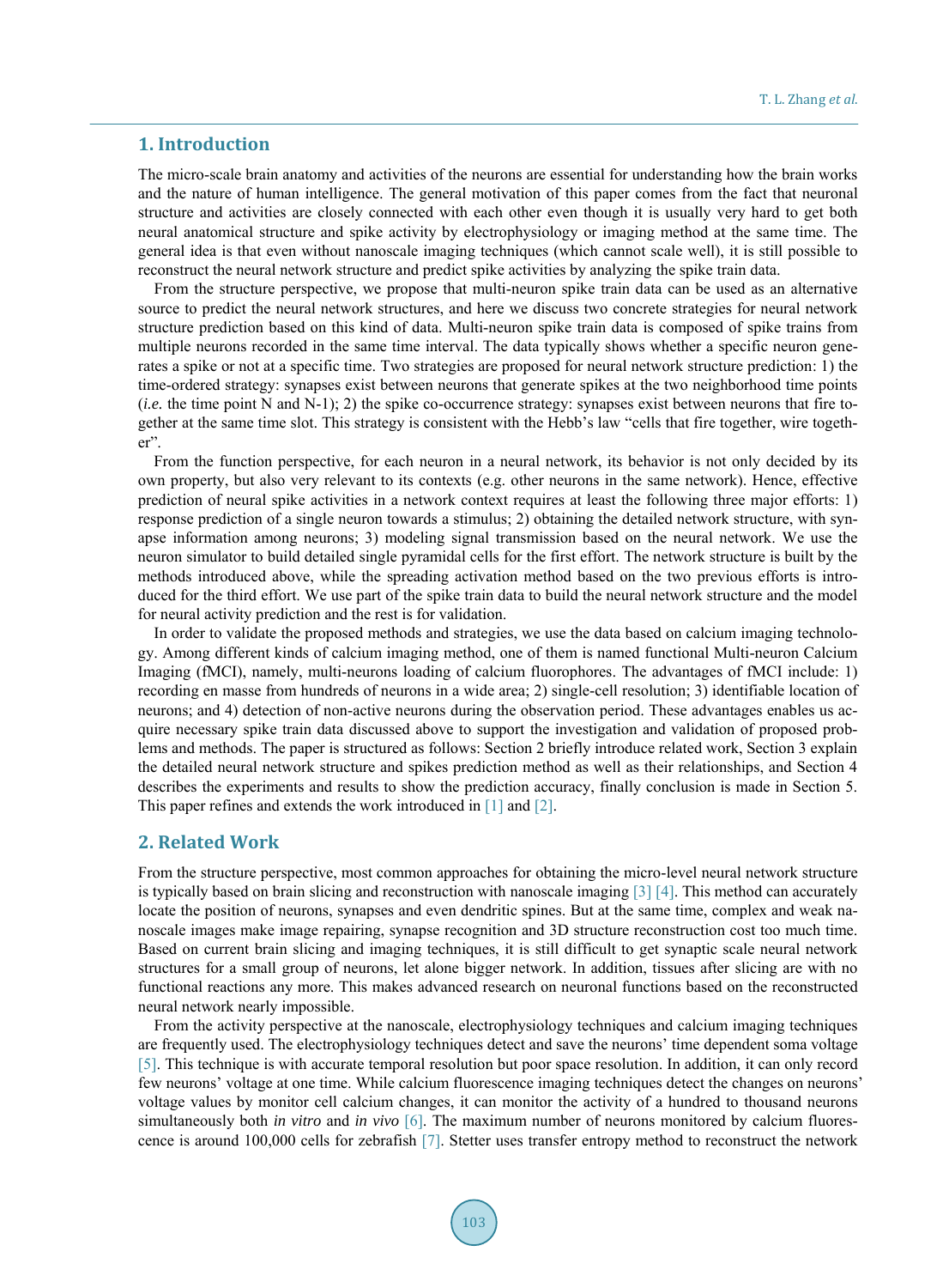## 1. Introduction

The micro-scale brain anatomy and activities of the neurons are essential for understanding how the brain works and the nature of human intelligence. The general motivation of this paper comes from the fact that neuronal structure and activities are closely connected with each other even though it is usually very hard to get both neural anatomical structure and spike activity by electrophysiology or imaging method at the same time. The general idea is that even without nanoscale imaging techniques (which cannot scale well), it is still possible to reconstruct the neural network structure and predict spike activities by analyzing the spike train data.

From the structure perspective, we propose that multi-neuron spike train data can be used as an alternative source to predict the neural network structures, and here we discuss two concrete strategies for neural network structure prediction based on this kind of data. Multi-neuron spike train data is composed of spike trains from multiple neurons recorded in the same time interval. The data typically shows whether a specific neuron generates a spike or not at a specific time. Two strategies are proposed for neural network structure prediction: 1) the time-ordered strategy: synapses exist between neurons that generate spikes at the two neighborhood time points (*i.e.* the time point N and N-1); 2) the spike co-occurrence strategy: synapses exist between neurons that fire together at the same time slot. This strategy is consistent with the Hebb's law "cells that fire together, wire together".

From the function perspective, for each neuron in a neural network, its behavior is not only decided by its own property, but also very relevant to its contexts (e.g. other neurons in the same network). Hence, effective prediction of neural spike activities in a network context requires at least the following three major efforts: 1) response prediction of a single neuron towards a stimulus; 2) obtaining the detailed network structure, with synapse information among neurons; 3) modeling signal transmission based on the neural network. We use the neuron simulator to build detailed single pyramidal cells for the first effort. The network structure is built by the methods introduced above, while the spreading activation method based on the two previous efforts is introduced for the third effort. We use part of the spike train data to build the neural network structure and the model for neural activity prediction and the rest is for validation.

In order to validate the proposed methods and strategies, we use the data based on calcium imaging technology. Among different kinds of calcium imaging method, one of them is named functional Multi-neuron Calcium Imaging (fMCI), namely, multi-neurons loading of calcium fluorophores. The advantages of fMCI include: 1) recording en masse from hundreds of neurons in a wide area; 2) single-cell resolution; 3) identifiable location of neurons; and 4) detection of non-active neurons during the observation period. These advantages enables us acquire necessary spike train data discussed above to support the investigation and validation of proposed problems and methods. The paper is structured as follows: Section 2 briefly introduce related work, Section 3 explain the detailed neural network structure and spikes prediction method as well as their relationships, and Section 4 describes the experiments and results to show the prediction accuracy, finally conclusion is made in Section 5. This paper refines and extends the work introduced in [1] and [2].

## 2. Related Work

From the structure perspective, most common approaches for obtaining the micro-level neural network structure is typically based on brain slicing and reconstruction with nanoscale imaging [3] [4]. This method can accurately locate the position of neurons, synapses and even dendritic spines. But at the same time, complex and weak nanoscale images make image repairing, synapse recognition and 3D structure reconstruction cost too much time. Based on current brain slicing and imaging techniques, it is still difficult to get synaptic scale neural network structures for a small group of neurons, let alone bigger network. In addition, tissues after slicing are with no functional reactions any more. This makes advanced research on neuronal functions based on the reconstructed neural network nearly impossible.

From the activity perspective at the nanoscale, electrophysiology techniques and calcium imaging techniques are frequently used. The electrophysiology techniques detect and save the neurons' time dependent soma voltage [5]. This technique is with accurate temporal resolution but poor space resolution. In addition, it can only record few neurons' voltage at one time. While calcium fluorescence imaging techniques detect the changes on neurons' voltage values by monitor cell calcium changes, it can monitor the activity of a hundred to thousand neurons simultaneously both *in vitro* and *in vivo* [6]. The maximum number of neurons monitored by calcium fluorescence is around 100,000 cells for zebrafish [7]. Stetter uses transfer entropy method to reconstruct the network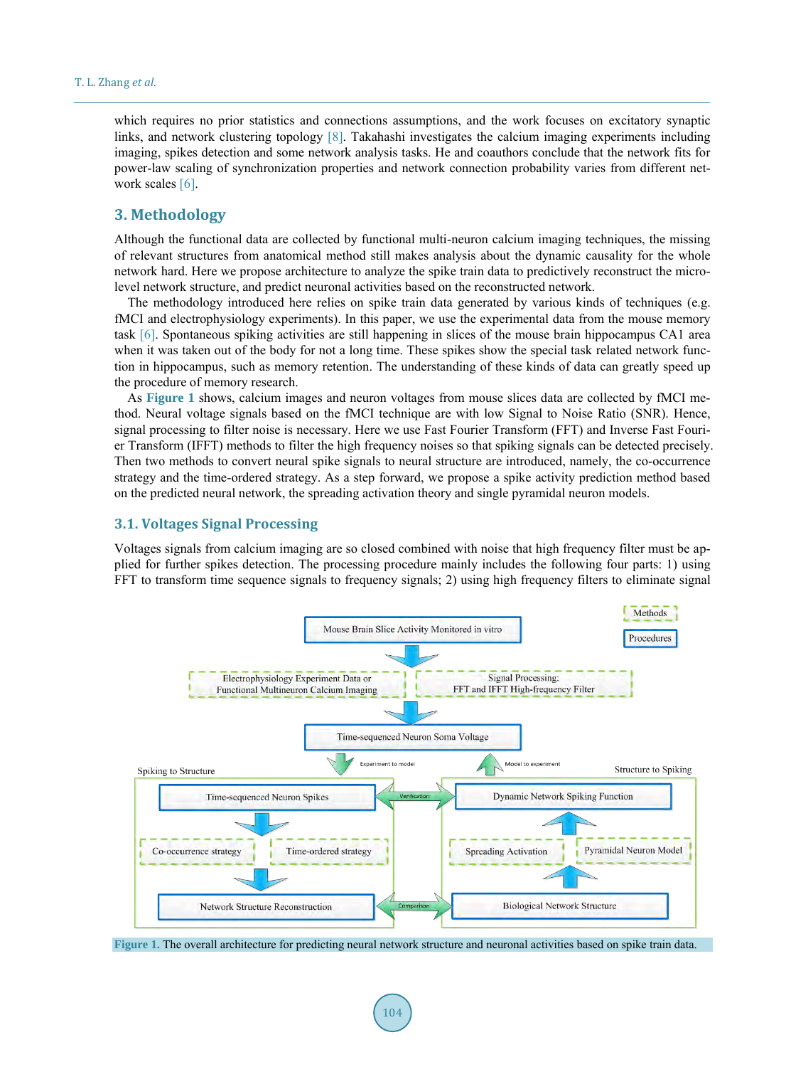which requires no prior statistics and connections assumptions, and the work focuses on excitatory synaptic links, and network clustering topology [8]. Takahashi investigates the calcium imaging experiments including imaging, spikes detection and some network analysis tasks. He and coauthors conclude that the network fits for power-law scaling of synchronization properties and network connection probability varies from different network scales [6].

## 3. Methodology

Although the functional data are collected by functional multi-neuron calcium imaging techniques, the missing of relevant structures from anatomical method still makes analysis about the dynamic causality for the whole network hard. Here we propose architecture to analyze the spike train data to predictively reconstruct the micro-level network structure, and predict neuronal activities based on the reconstructed network.

The methodology introduced here relies on spike train data generated by various kinds of techniques (e.g. fMCI and electrophysiology experiments). In this paper, we use the experimental data from the mouse memory task [6]. Spontaneous spiking activities are still happening in slices of the mouse brain hippocampus CA1 area when it was taken out of the body for not a long time. These spikes show the special task related network function in hippocampus, such as memory retention. The understanding of these kinds of data can greatly speed up the procedure of memory research.

As **Figure 1** shows, calcium images and neuron voltages from mouse slices data are collected by fMCI method. Neural voltage signals based on the fMCI technique are with low Signal to Noise Ratio (SNR). Hence, signal processing to filter noise is necessary. Here we use Fast Fourier Transform (FFT) and Inverse Fast Fourier Transform (IFFT) methods to filter the high frequency noises so that spiking signals can be detected precisely. Then two methods to convert neural spike signals to neural structure are introduced, namely, the co-occurrence strategy and the time-ordered strategy. As a step forward, we propose a spike activity prediction method based on the predicted neural network, the spreading activation theory and single pyramidal neuron models.

### 3.1. Voltages Signal Processing

Voltages signals from calcium imaging are so closed combined with noise that high frequency filter must be applied for further spikes detection. The processing procedure mainly includes the following four parts: 1) using FFT to transform time sequence signals to frequency signals; 2) using high frequency filters to eliminate signal

Methods

Procedures

Mouse Brain Slice Activity Monitored in vitro

Electrophysiology Experiment Data or Functional Multineuron Calcium Imaging

Signal Processing: FFT and IFFT High-frequency Filter

Time-sequenced Neuron Soma Voltage

Experiment to model

Model to experiment

Spiking to Structure

Structure to Spiking

Time-sequenced Neuron Spikes

Verification

Dynamic Network Spiking Function

Co-occurrence strategy

Time-ordered strategy

Spreading Activation

Pyramidal Neuron Model

Network Structure Reconstruction

Comparison

Biological Network Structure

**Figure 1.** The overall architecture for predicting neural network structure and neuronal activities based on spike train data.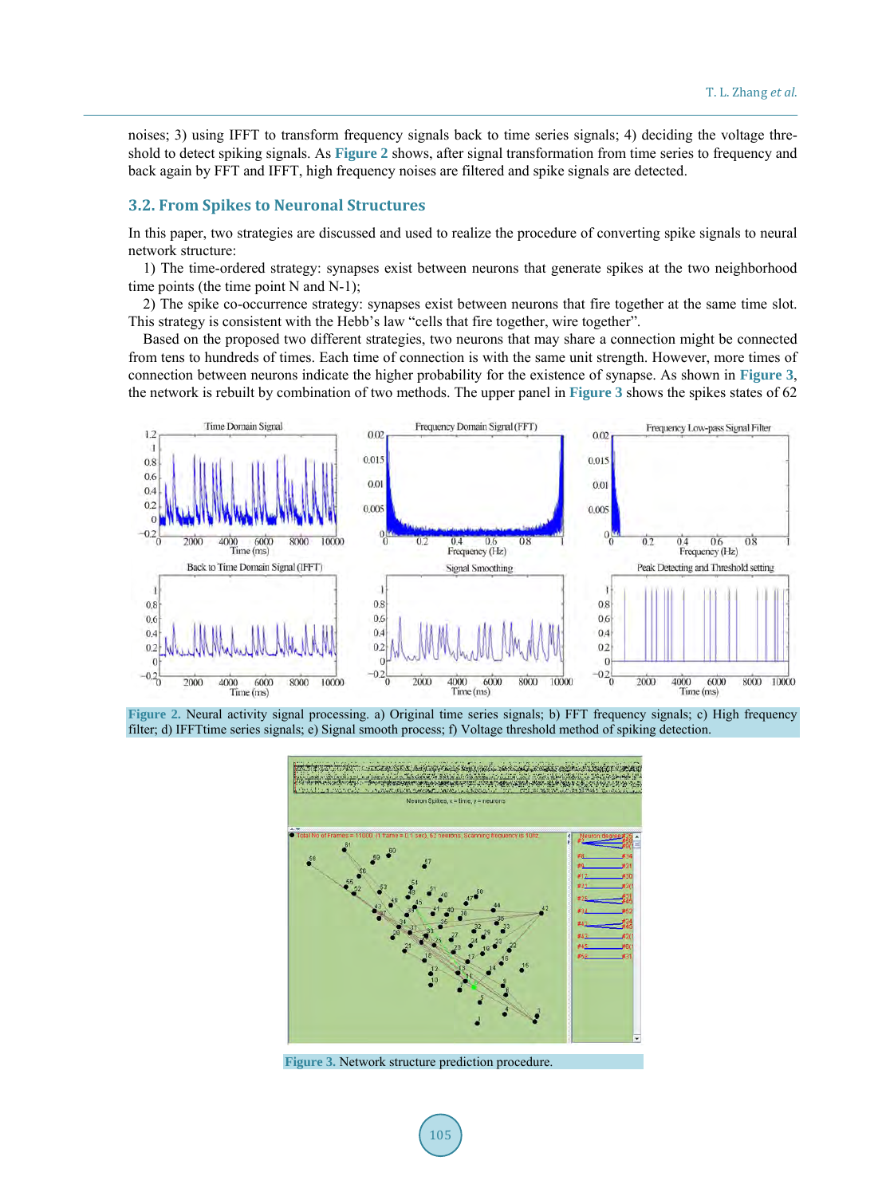noises; 3) using IFFT to transform frequency signals back to time series signals; 4) deciding the voltage threshold to detect spiking signals. As **Figure 2** shows, after signal transformation from time series to frequency and back again by FFT and IFFT, high frequency noises are filtered and spike signals are detected.

### 3.2. From Spikes to Neuronal Structures

In this paper, two strategies are discussed and used to realize the procedure of converting spike signals to neural network structure:

1) The time-ordered strategy: synapses exist between neurons that generate spikes at the two neighborhood time points (the time point N and N-1);

2) The spike co-occurrence strategy: synapses exist between neurons that fire together at the same time slot. This strategy is consistent with the Hebb's law "cells that fire together, wire together".

Based on the proposed two different strategies, two neurons that may share a connection might be connected from tens to hundreds of times. Each time of connection is with the same unit strength. However, more times of connection between neurons indicate the higher probability for the existence of synapse. As shown in **Figure 3**, the network is rebuilt by combination of two methods. The upper panel in **Figure 3** shows the spikes states of 62

**Figure 2.** Neural activity signal processing. a) Original time series signals; b) FFT frequency signals; c) High frequency filter; d) IFFTtime series signals; e) Signal smooth process; f) Voltage threshold method of spiking detection.

**Figure 3.** Network structure prediction procedure.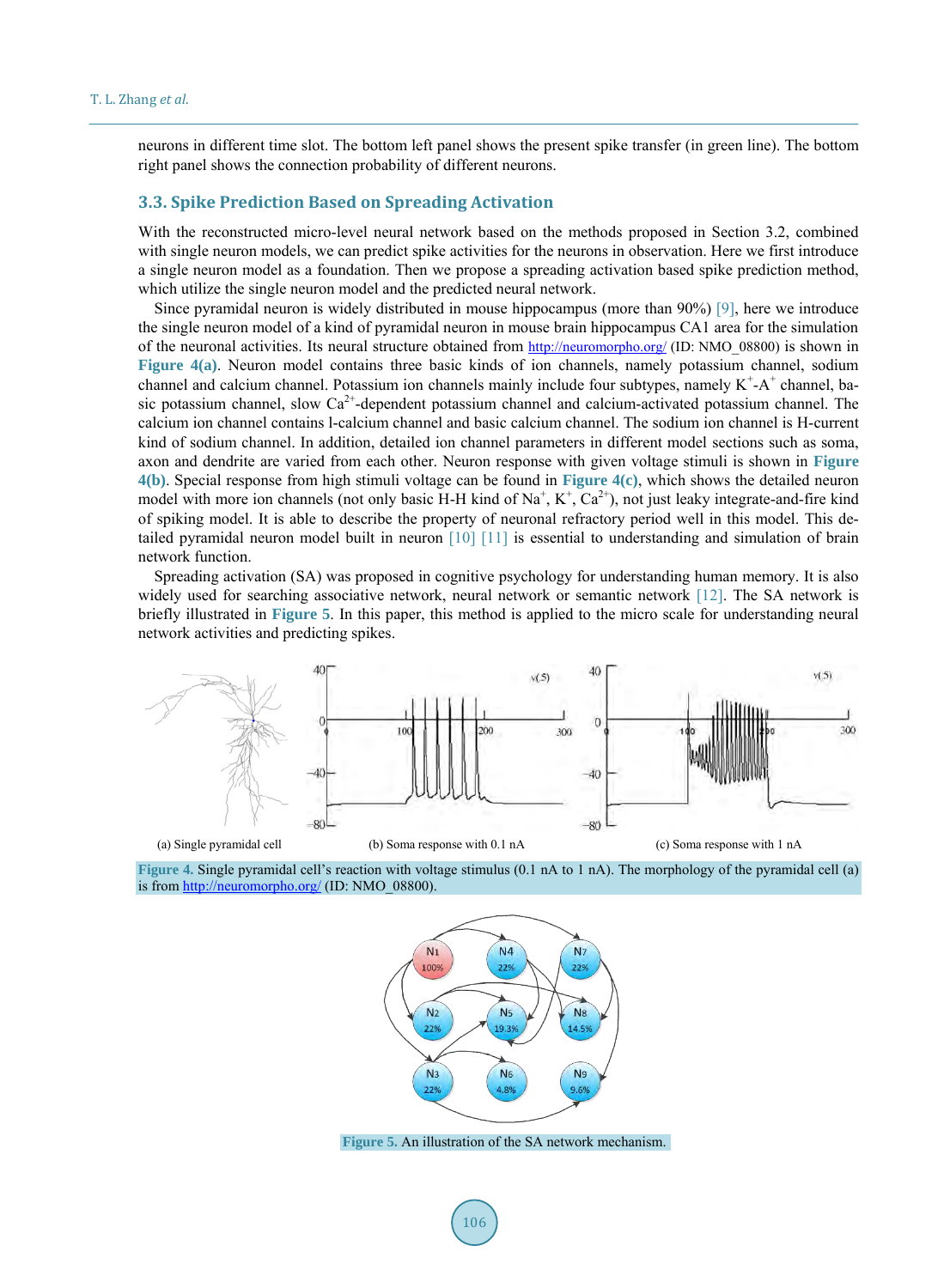neurons in different time slot. The bottom left panel shows the present spike transfer (in green line). The bottom right panel shows the connection probability of different neurons.

### 3.3. Spike Prediction Based on Spreading Activation

With the reconstructed micro-level neural network based on the methods proposed in Section 3.2, combined with single neuron models, we can predict spike activities for the neurons in observation. Here we first introduce a single neuron model as a foundation. Then we propose a spreading activation based spike prediction method, which utilize the single neuron model and the predicted neural network.

Since pyramidal neuron is widely distributed in mouse hippocampus (more than 90%) [9], here we introduce the single neuron model of a kind of pyramidal neuron in mouse brain hippocampus CA1 area for the simulation of the neuronal activities. Its neural structure obtained from http://neuromorpho.org/ (ID: NMO_08800) is shown in **Figure 4(a)**. Neuron model contains three basic kinds of ion channels, namely potassium channel, sodium channel and calcium channel. Potassium ion channels mainly include four subtypes, namely $K^+$-$A^+$ channel, basic potassium channel, slow $Ca^{2+}$-dependent potassium channel and calcium-activated potassium channel. The calcium ion channel contains l-calcium channel and basic calcium channel. The sodium ion channel is H-current kind of sodium channel. In addition, detailed ion channel parameters in different model sections such as soma, axon and dendrite are varied from each other. Neuron response with given voltage stimuli is shown in **Figure 4(b)**. Special response from high stimuli voltage can be found in **Figure 4(c)**, which shows the detailed neuron model with more ion channels (not only basic H-H kind of $Na^+$, $K^+$, $Ca^{2+}$), not just leaky integrate-and-fire kind of spiking model. It is able to describe the property of neuronal refractory period well in this model. This detailed pyramidal neuron model built in neuron [10] [11] is essential to understanding and simulation of brain network function.

Spreading activation (SA) was proposed in cognitive psychology for understanding human memory. It is also widely used for searching associative network, neural network or semantic network [12]. The SA network is briefly illustrated in **Figure 5**. In this paper, this method is applied to the micro scale for understanding neural network activities and predicting spikes.

(a) Single pyramidal cell (b) Soma response with 0.1 nA (c) Soma response with 1 nA

**Figure 4.** Single pyramidal cell's reaction with voltage stimulus (0.1 nA to 1 nA). The morphology of the pyramidal cell (a) is from http://neuromorpho.org/ (ID: NMO_08800).

**Figure 5.** An illustration of the SA network mechanism.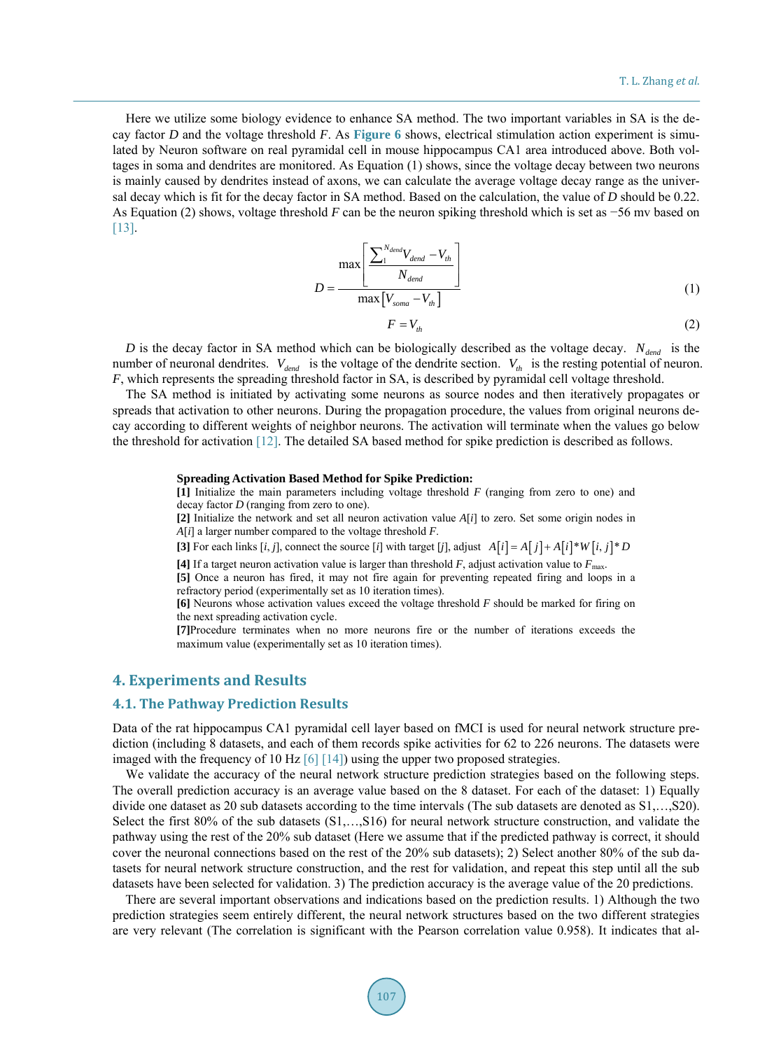Here we utilize some biology evidence to enhance SA method. The two important variables in SA is the decay factor $D$ and the voltage threshold $F$. As **Figure 6** shows, electrical stimulation action experiment is simulated by Neuron software on real pyramidal cell in mouse hippocampus CA1 area introduced above. Both voltages in soma and dendrites are monitored. As Equation (1) shows, since the voltage decay between two neurons is mainly caused by dendrites instead of axons, we can calculate the average voltage decay range as the universal decay which is fit for the decay factor in SA method. Based on the calculation, the value of $D$ should be 0.22. As Equation (2) shows, voltage threshold $F$ can be the neuron spiking threshold which is set as −56 mv based on [13].

$$D = \frac{\max\left[\frac{\sum_{1}^{N_{dend}} V_{dend} - V_{th}}{N_{dend}}\right]}{\max\left[V_{soma} - V_{th}\right]} \tag{1}$$

$$F = V_{th} \tag{2}$$

$D$ is the decay factor in SA method which can be biologically described as the voltage decay. $N_{dend}$ is the number of neuronal dendrites. $V_{dend}$ is the voltage of the dendrite section. $V_{th}$ is the resting potential of neuron. $F$, which represents the spreading threshold factor in SA, is described by pyramidal cell voltage threshold.

The SA method is initiated by activating some neurons as source nodes and then iteratively propagates or spreads that activation to other neurons. During the propagation procedure, the values from original neurons decay according to different weights of neighbor neurons. The activation will terminate when the values go below the threshold for activation [12]. The detailed SA based method for spike prediction is described as follows.

**Spreading Activation Based Method for Spike Prediction:**

**[1]** Initialize the main parameters including voltage threshold $F$ (ranging from zero to one) and decay factor $D$ (ranging from zero to one).

**[2]** Initialize the network and set all neuron activation value $A[i]$ to zero. Set some origin nodes in $A[i]$ a larger number compared to the voltage threshold $F$.

**[3]** For each links $[i, j]$, connect the source $[i]$ with target $[j]$, adjust $A[i] = A[j] + A[i] * W[i, j] * D$

**[4]** If a target neuron activation value is larger than threshold $F$, adjust activation value to $F_{\max}$.

**[5]** Once a neuron has fired, it may not fire again for preventing repeated firing and loops in a refractory period (experimentally set as 10 iteration times).

**[6]** Neurons whose activation values exceed the voltage threshold $F$ should be marked for firing on the next spreading activation cycle.

**[7]**Procedure terminates when no more neurons fire or the number of iterations exceeds the maximum value (experimentally set as 10 iteration times).

## 4. Experiments and Results

### 4.1. The Pathway Prediction Results

Data of the rat hippocampus CA1 pyramidal cell layer based on fMCI is used for neural network structure prediction (including 8 datasets, and each of them records spike activities for 62 to 226 neurons. The datasets were imaged with the frequency of 10 Hz [6] [14]) using the upper two proposed strategies.

We validate the accuracy of the neural network structure prediction strategies based on the following steps. The overall prediction accuracy is an average value based on the 8 dataset. For each of the dataset: 1) Equally divide one dataset as 20 sub datasets according to the time intervals (The sub datasets are denoted as S1,…,S20). Select the first 80% of the sub datasets (S1,…,S16) for neural network structure construction, and validate the pathway using the rest of the 20% sub dataset (Here we assume that if the predicted pathway is correct, it should cover the neuronal connections based on the rest of the 20% sub datasets); 2) Select another 80% of the sub datasets for neural network structure construction, and the rest for validation, and repeat this step until all the sub datasets have been selected for validation. 3) The prediction accuracy is the average value of the 20 predictions.

There are several important observations and indications based on the prediction results. 1) Although the two prediction strategies seem entirely different, the neural network structures based on the two different strategies are very relevant (The correlation is significant with the Pearson correlation value 0.958). It indicates that al-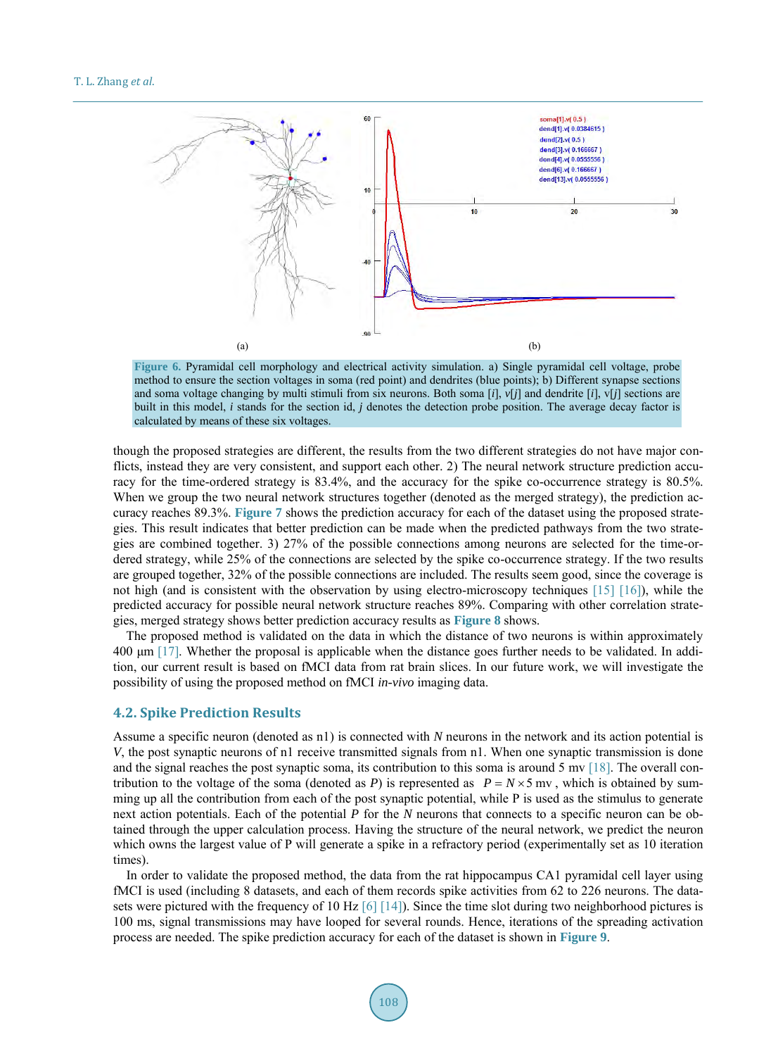Figure 6. Pyramidal cell morphology and electrical activity simulation. a) Single pyramidal cell voltage, probe method to ensure the section voltages in soma (red point) and dendrites (blue points); b) Different synapse sections and soma voltage changing by multi stimuli from six neurons. Both soma [*i*], *v*[*j*] and dendrite [*i*], v[*j*] sections are built in this model, *i* stands for the section id, *j* denotes the detection probe position. The average decay factor is calculated by means of these six voltages.

though the proposed strategies are different, the results from the two different strategies do not have major conflicts, instead they are very consistent, and support each other. 2) The neural network structure prediction accuracy for the time-ordered strategy is 83.4%, and the accuracy for the spike co-occurrence strategy is 80.5%. When we group the two neural network structures together (denoted as the merged strategy), the prediction accuracy reaches 89.3%. **Figure 7** shows the prediction accuracy for each of the dataset using the proposed strategies. This result indicates that better prediction can be made when the predicted pathways from the two strategies are combined together. 3) 27% of the possible connections among neurons are selected for the time-ordered strategy, while 25% of the connections are selected by the spike co-occurrence strategy. If the two results are grouped together, 32% of the possible connections are included. The results seem good, since the coverage is not high (and is consistent with the observation by using electro-microscopy techniques [15] [16]), while the predicted accuracy for possible neural network structure reaches 89%. Comparing with other correlation strategies, merged strategy shows better prediction accuracy results as **Figure 8** shows.

The proposed method is validated on the data in which the distance of two neurons is within approximately 400 μm [17]. Whether the proposal is applicable when the distance goes further needs to be validated. In addition, our current result is based on fMCI data from rat brain slices. In our future work, we will investigate the possibility of using the proposed method on fMCI *in-vivo* imaging data.

## 4.2. Spike Prediction Results

Assume a specific neuron (denoted as n1) is connected with *N* neurons in the network and its action potential is *V*, the post synaptic neurons of n1 receive transmitted signals from n1. When one synaptic transmission is done and the signal reaches the post synaptic soma, its contribution to this soma is around 5 mv [18]. The overall contribution to the voltage of the soma (denoted as *P*) is represented as $P = N \times 5$ mv, which is obtained by summing up all the contribution from each of the post synaptic potential, while P is used as the stimulus to generate next action potentials. Each of the potential *P* for the *N* neurons that connects to a specific neuron can be obtained through the upper calculation process. Having the structure of the neural network, we predict the neuron which owns the largest value of P will generate a spike in a refractory period (experimentally set as 10 iteration times).

In order to validate the proposed method, the data from the rat hippocampus CA1 pyramidal cell layer using fMCI is used (including 8 datasets, and each of them records spike activities from 62 to 226 neurons. The datasets were pictured with the frequency of 10 Hz [6] [14]). Since the time slot during two neighborhood pictures is 100 ms, signal transmissions may have looped for several rounds. Hence, iterations of the spreading activation process are needed. The spike prediction accuracy for each of the dataset is shown in **Figure 9**.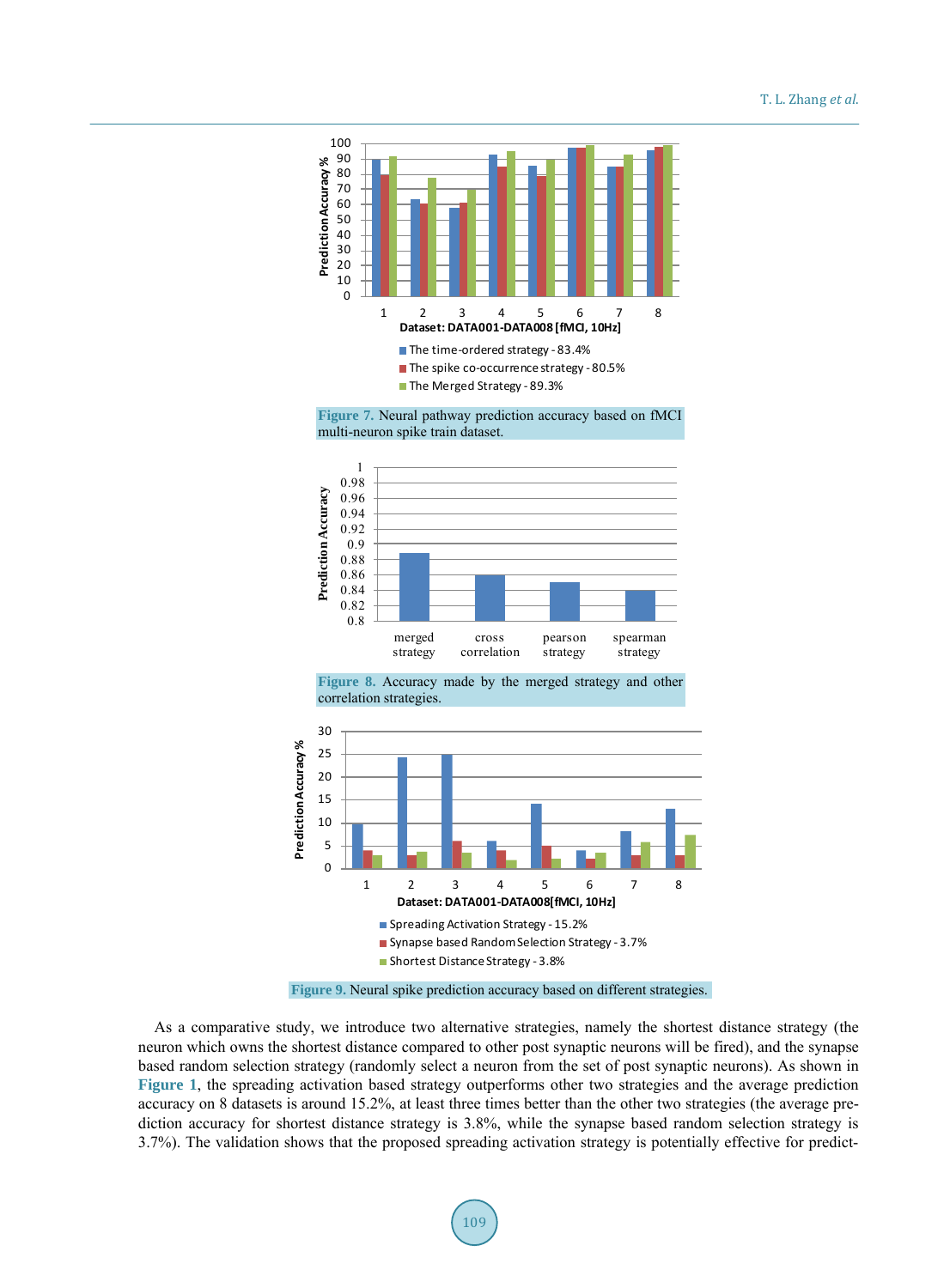Figure 7. Neural pathway prediction accuracy based on fMCI multi-neuron spike train dataset.

Figure 8. Accuracy made by the merged strategy and other correlation strategies.

Figure 9. Neural spike prediction accuracy based on different strategies.

As a comparative study, we introduce two alternative strategies, namely the shortest distance strategy (the neuron which owns the shortest distance compared to other post synaptic neurons will be fired), and the synapse based random selection strategy (randomly select a neuron from the set of post synaptic neurons). As shown in **Figure 1**, the spreading activation based strategy outperforms other two strategies and the average prediction accuracy on 8 datasets is around 15.2%, at least three times better than the other two strategies (the average prediction accuracy for shortest distance strategy is 3.8%, while the synapse based random selection strategy is 3.7%). The validation shows that the proposed spreading activation strategy is potentially effective for predict-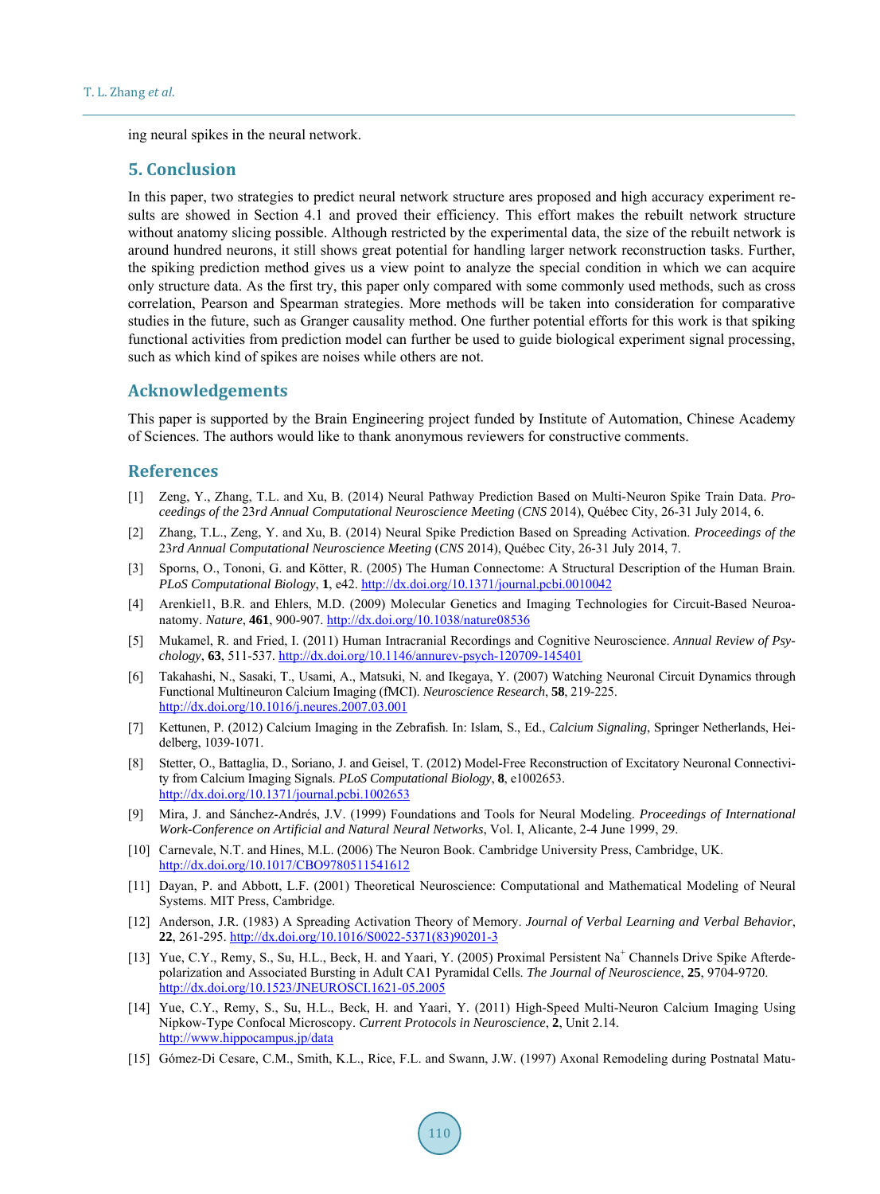ing neural spikes in the neural network.

## 5. Conclusion

In this paper, two strategies to predict neural network structure ares proposed and high accuracy experiment results are showed in Section 4.1 and proved their efficiency. This effort makes the rebuilt network structure without anatomy slicing possible. Although restricted by the experimental data, the size of the rebuilt network is around hundred neurons, it still shows great potential for handling larger network reconstruction tasks. Further, the spiking prediction method gives us a view point to analyze the special condition in which we can acquire only structure data. As the first try, this paper only compared with some commonly used methods, such as cross correlation, Pearson and Spearman strategies. More methods will be taken into consideration for comparative studies in the future, such as Granger causality method. One further potential efforts for this work is that spiking functional activities from prediction model can further be used to guide biological experiment signal processing, such as which kind of spikes are noises while others are not.

## Acknowledgements

This paper is supported by the Brain Engineering project funded by Institute of Automation, Chinese Academy of Sciences. The authors would like to thank anonymous reviewers for constructive comments.

## References

[1] Zeng, Y., Zhang, T.L. and Xu, B. (2014) Neural Pathway Prediction Based on Multi-Neuron Spike Train Data. *Proceedings of the 23rd Annual Computational Neuroscience Meeting* (*CNS* 2014), Québec City, 26-31 July 2014, 6.

[2] Zhang, T.L., Zeng, Y. and Xu, B. (2014) Neural Spike Prediction Based on Spreading Activation. *Proceedings of the 23rd Annual Computational Neuroscience Meeting* (*CNS* 2014), Québec City, 26-31 July 2014, 7.

[3] Sporns, O., Tononi, G. and Kötter, R. (2005) The Human Connectome: A Structural Description of the Human Brain. *PLoS Computational Biology*, **1**, e42. http://dx.doi.org/10.1371/journal.pcbi.0010042

[4] Arenkiel1, B.R. and Ehlers, M.D. (2009) Molecular Genetics and Imaging Technologies for Circuit-Based Neuroanatomy. *Nature*, **461**, 900-907. http://dx.doi.org/10.1038/nature08536

[5] Mukamel, R. and Fried, I. (2011) Human Intracranial Recordings and Cognitive Neuroscience. *Annual Review of Psychology*, **63**, 511-537. http://dx.doi.org/10.1146/annurev-psych-120709-145401

[6] Takahashi, N., Sasaki, T., Usami, A., Matsuki, N. and Ikegaya, Y. (2007) Watching Neuronal Circuit Dynamics through Functional Multineuron Calcium Imaging (fMCI). *Neuroscience Research*, **58**, 219-225. http://dx.doi.org/10.1016/j.neures.2007.03.001

[7] Kettunen, P. (2012) Calcium Imaging in the Zebrafish. In: Islam, S., Ed., *Calcium Signaling*, Springer Netherlands, Heidelberg, 1039-1071.

[8] Stetter, O., Battaglia, D., Soriano, J. and Geisel, T. (2012) Model-Free Reconstruction of Excitatory Neuronal Connectivity from Calcium Imaging Signals. *PLoS Computational Biology*, **8**, e1002653. http://dx.doi.org/10.1371/journal.pcbi.1002653

[9] Mira, J. and Sánchez-Andrés, J.V. (1999) Foundations and Tools for Neural Modeling. *Proceedings of International Work-Conference on Artificial and Natural Neural Networks*, Vol. I, Alicante, 2-4 June 1999, 29.

[10] Carnevale, N.T. and Hines, M.L. (2006) The Neuron Book. Cambridge University Press, Cambridge, UK. http://dx.doi.org/10.1017/CBO9780511541612

[11] Dayan, P. and Abbott, L.F. (2001) Theoretical Neuroscience: Computational and Mathematical Modeling of Neural Systems. MIT Press, Cambridge.

[12] Anderson, J.R. (1983) A Spreading Activation Theory of Memory. *Journal of Verbal Learning and Verbal Behavior*, **22**, 261-295. http://dx.doi.org/10.1016/S0022-5371(83)90201-3

[13] Yue, C.Y., Remy, S., Su, H.L., Beck, H. and Yaari, Y. (2005) Proximal Persistent $Na^+$ Channels Drive Spike Afterdepolarization and Associated Bursting in Adult CA1 Pyramidal Cells. *The Journal of Neuroscience*, **25**, 9704-9720. http://dx.doi.org/10.1523/JNEUROSCI.1621-05.2005

[14] Yue, C.Y., Remy, S., Su, H.L., Beck, H. and Yaari, Y. (2011) High-Speed Multi-Neuron Calcium Imaging Using Nipkow-Type Confocal Microscopy. *Current Protocols in Neuroscience*, **2**, Unit 2.14. http://www.hippocampus.jp/data

[15] Gómez-Di Cesare, C.M., Smith, K.L., Rice, F.L. and Swann, J.W. (1997) Axonal Remodeling during Postnatal Matu-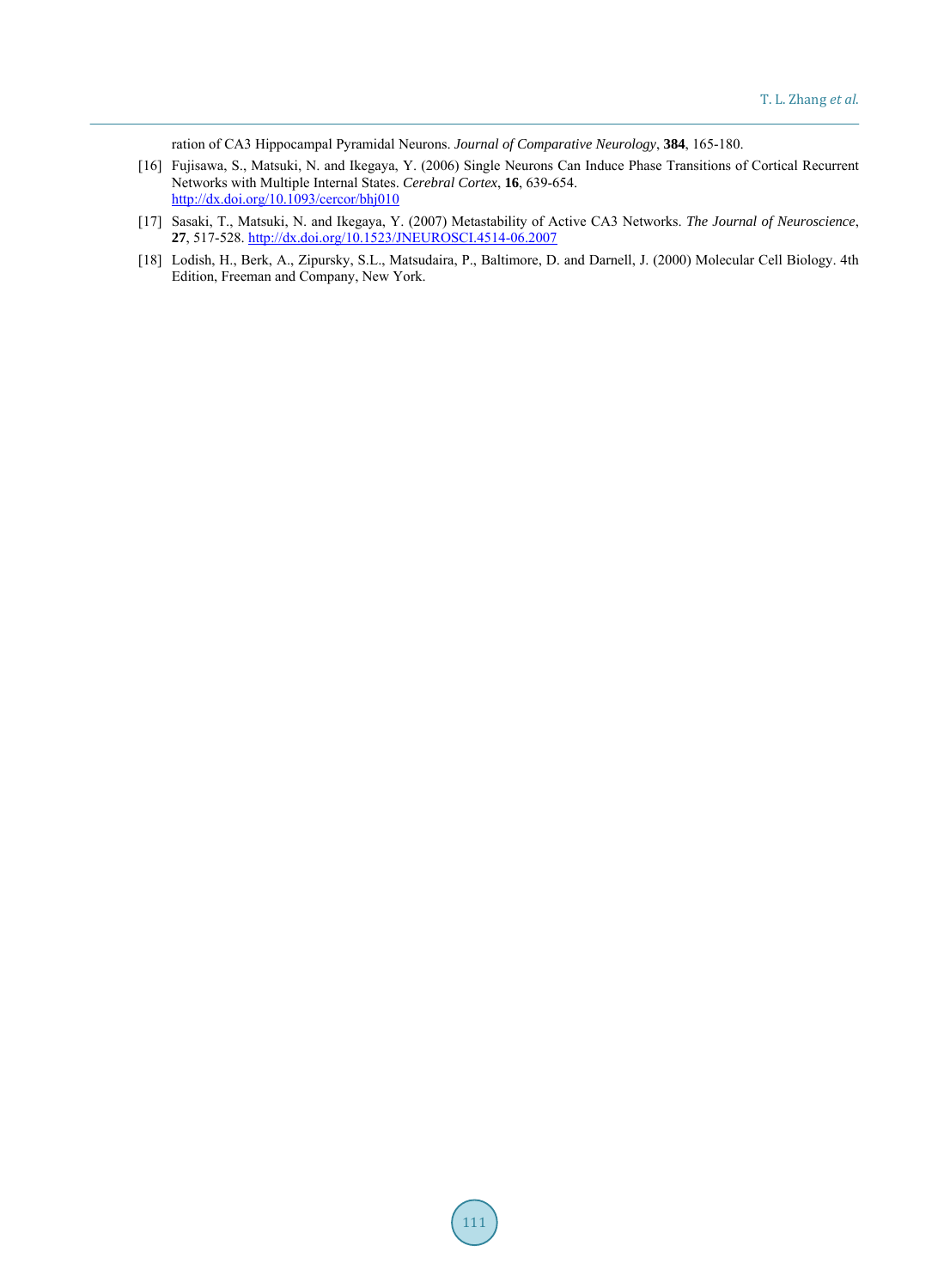ration of CA3 Hippocampal Pyramidal Neurons. *Journal of Comparative Neurology*, **384**, 165-180.

[16] Fujisawa, S., Matsuki, N. and Ikegaya, Y. (2006) Single Neurons Can Induce Phase Transitions of Cortical Recurrent Networks with Multiple Internal States. *Cerebral Cortex*, **16**, 639-654. http://dx.doi.org/10.1093/cercor/bhj010

[17] Sasaki, T., Matsuki, N. and Ikegaya, Y. (2007) Metastability of Active CA3 Networks. *The Journal of Neuroscience*, **27**, 517-528. http://dx.doi.org/10.1523/JNEUROSCI.4514-06.2007

[18] Lodish, H., Berk, A., Zipursky, S.L., Matsudaira, P., Baltimore, D. and Darnell, J. (2000) Molecular Cell Biology. 4th Edition, Freeman and Company, New York.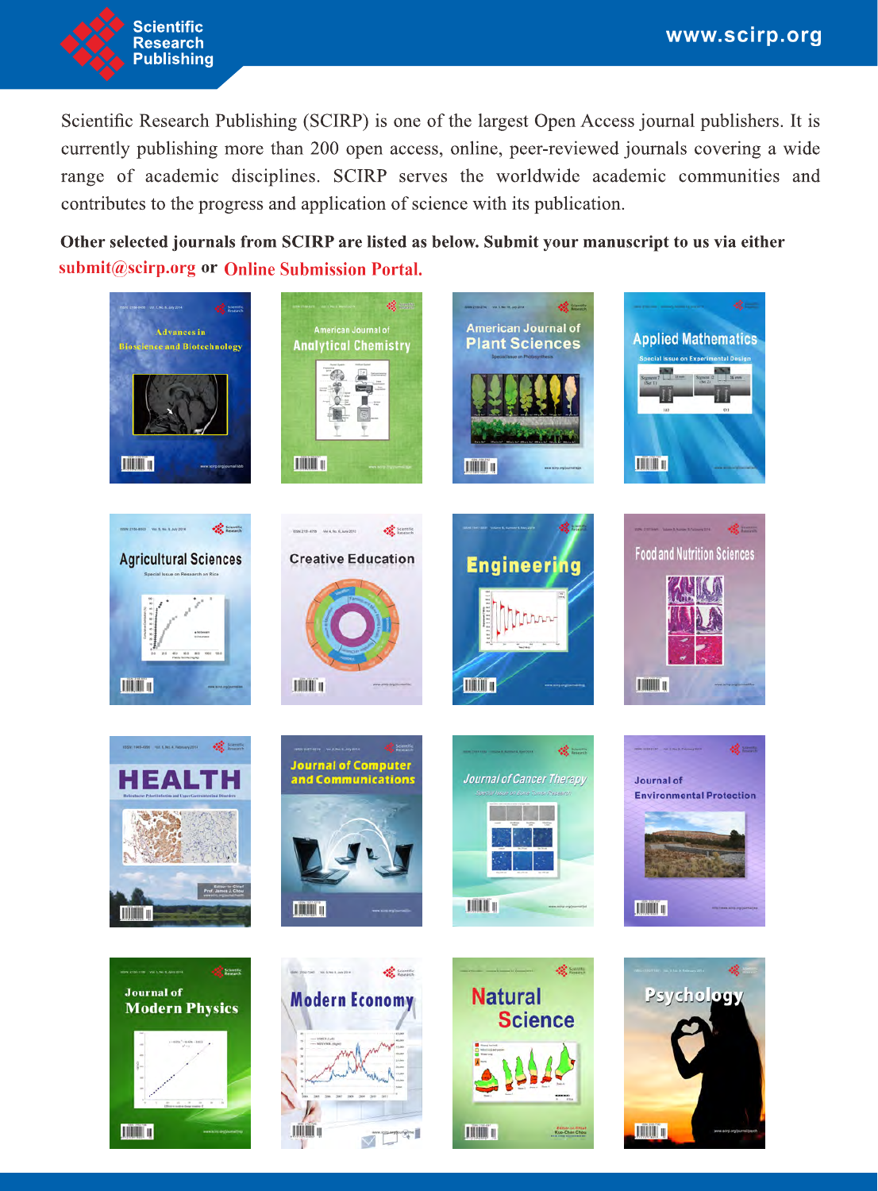Scientific Research Publishing (SCIRP) is one of the largest Open Access journal publishers. It is currently publishing more than 200 open access, online, peer-reviewed journals covering a wide range of academic disciplines. SCIRP serves the worldwide academic communities and contributes to the progress and application of science with its publication.

**Other selected journals from SCIRP are listed as below. Submit your manuscript to us via either submit@scirp.org or Online Submission Portal.**

Advances in Bioscience and Biotechnology

American Journal of Analytical Chemistry

American Journal of Plant Sciences

Applied Mathematics

Agricultural Sciences

Creative Education

Engineering

Food and Nutrition Sciences

HEALTH

Journal of Computer and Communications

Journal of Cancer Therapy

Journal of Environmental Protection

Journal of Modern Physics

Modern Economy

Natural Science

Psychology